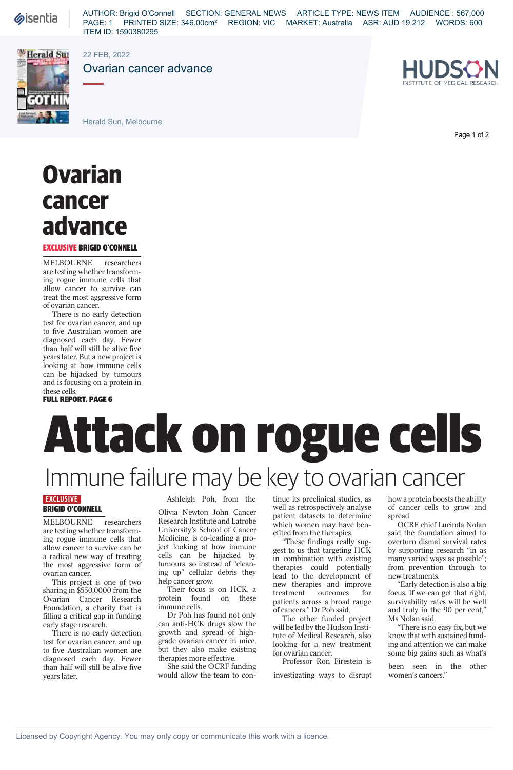AUTHOR: Brigid O'Connell SECTION: GENERAL NEWS ARTICLE TYPE: NEWS ITEM AUDIENCE : 567,000
PAGE: 1 PRINTED SIZE: 346.00cm² REGION: VIC MARKET: Australia ASR: AUD 19,212 WORDS: 600
ITEM ID: 1590380295

22 FEB, 2022

Ovarian cancer advance

Herald Sun, Melbourne

# Ovarian cancer advance

**EXCLUSIVE BRIGID O'CONNELL**

MELBOURNE researchers are testing whether transforming rogue immune cells that allow cancer to survive can treat the most aggressive form of ovarian cancer.

There is no early detection test for ovarian cancer, and up to five Australian women are diagnosed each day. Fewer than half will still be alive five years later. But a new project is looking at how immune cells can be hijacked by tumours and is focusing on a protein in these cells.

**FULL REPORT, PAGE 6**

# Attack on rogue cells

## Immune failure may be key to ovarian cancer

**EXCLUSIVE**
**BRIGID O'CONNELL**

MELBOURNE researchers are testing whether transforming rogue immune cells that allow cancer to survive can be a radical new way of treating the most aggressive form of ovarian cancer.

This project is one of two sharing in $550,0000 from the Ovarian Cancer Research Foundation, a charity that is filling a critical gap in funding early stage research.

There is no early detection test for ovarian cancer, and up to five Australian women are diagnosed each day. Fewer than half will still be alive five years later.

Ashleigh Poh, from the Olivia Newton John Cancer Research Institute and Latrobe University's School of Cancer Medicine, is co-leading a project looking at how immune cells can be hijacked by tumours, so instead of "cleaning up" cellular debris they help cancer grow.

Their focus is on HCK, a protein found on these immune cells.

Dr Poh has found not only can anti-HCK drugs slow the growth and spread of high-grade ovarian cancer in mice, but they also make existing therapies more effective.

She said the OCRF funding would allow the team to continue its preclinical studies, as well as retrospectively analyse patient datasets to determine which women may have benefited from the therapies.

"These findings really suggest to us that targeting HCK in combination with existing therapies could potentially lead to the development of new therapies and improve treatment outcomes for patients across a broad range of cancers," Dr Poh said.

The other funded project will be led by the Hudson Institute of Medical Research, also looking for a new treatment for ovarian cancer.

Professor Ron Firestein is investigating ways to disrupt how a protein boosts the ability of cancer cells to grow and spread.

OCRF chief Lucinda Nolan said the foundation aimed to overturn dismal survival rates by supporting research "in as many varied ways as possible"; from prevention through to new treatments.

"Early detection is also a big focus. If we can get that right, survivability rates will be well and truly in the 90 per cent," Ms Nolan said.

"There is no easy fix, but we know that with sustained funding and attention we can make some big gains such as what's been seen in the other women's cancers."

Licensed by Copyright Agency. You may only copy or communicate this work with a licence.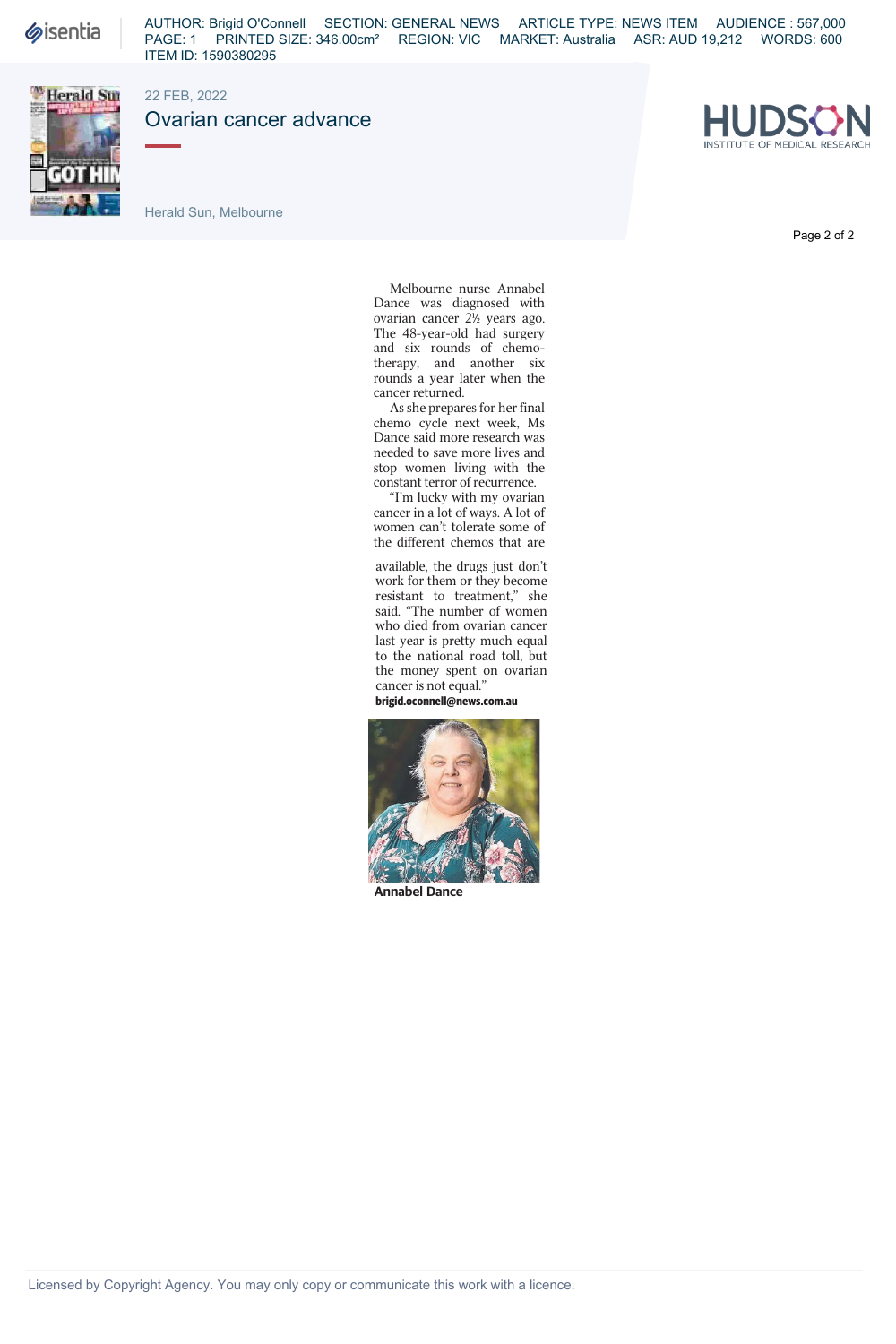Melbourne nurse Annabel Dance was diagnosed with ovarian cancer 2½ years ago. The 48-year-old had surgery and six rounds of chemotherapy, and another six rounds a year later when the cancer returned.

As she prepares for her final chemo cycle next week, Ms Dance said more research was needed to save more lives and stop women living with the constant terror of recurrence.

"I'm lucky with my ovarian cancer in a lot of ways. A lot of women can't tolerate some of the different chemos that are available, the drugs just don't work for them or they become resistant to treatment," she said. "The number of women who died from ovarian cancer last year is pretty much equal to the national road toll, but the money spent on ovarian cancer is not equal."

**brigid.oconnell@news.com.au**

**Annabel Dance**